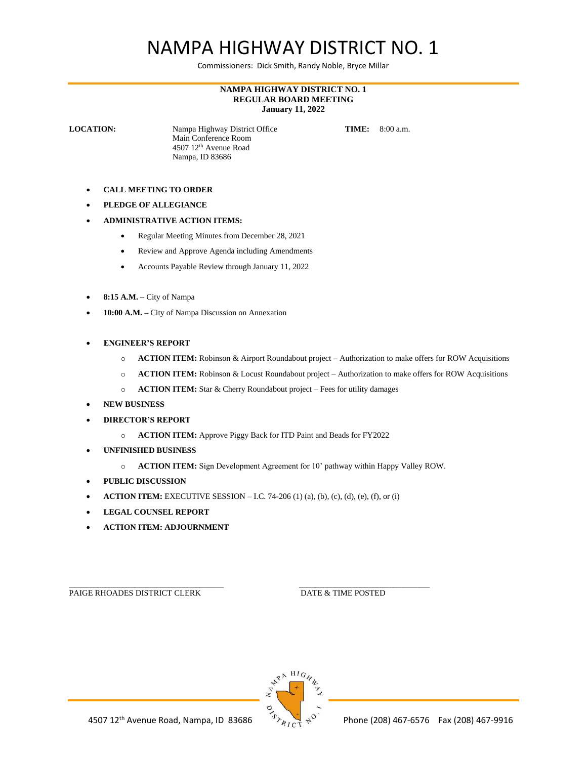# NAMPA HIGHWAY DISTRICT NO. 1

Commissioners: Dick Smith, Randy Noble, Bryce Millar

**NAMPA HIGHWAY DISTRICT NO. 1**
**REGULAR BOARD MEETING**
**January 11, 2022**

**LOCATION:** Nampa Highway District Office
Main Conference Room
4507 12th Avenue Road
Nampa, ID 83686

**TIME:** 8:00 a.m.

- **CALL MEETING TO ORDER**
- **PLEDGE OF ALLEGIANCE**
- **ADMINISTRATIVE ACTION ITEMS:**
  - Regular Meeting Minutes from December 28, 2021
  - Review and Approve Agenda including Amendments
  - Accounts Payable Review through January 11, 2022

- **8:15 A.M. –** City of Nampa
- **10:00 A.M. –** City of Nampa Discussion on Annexation

- **ENGINEER'S REPORT**
  - **ACTION ITEM:** Robinson & Airport Roundabout project – Authorization to make offers for ROW Acquisitions
  - **ACTION ITEM:** Robinson & Locust Roundabout project – Authorization to make offers for ROW Acquisitions
  - **ACTION ITEM:** Star & Cherry Roundabout project – Fees for utility damages
- **NEW BUSINESS**
- **DIRECTOR'S REPORT**
  - **ACTION ITEM:** Approve Piggy Back for ITD Paint and Beads for FY2022
- **UNFINISHED BUSINESS**
  - **ACTION ITEM:** Sign Development Agreement for 10' pathway within Happy Valley ROW.
- **PUBLIC DISCUSSION**
- **ACTION ITEM:** EXECUTIVE SESSION – I.C. 74-206 (1) (a), (b), (c), (d), (e), (f), or (i)
- **LEGAL COUNSEL REPORT**
- **ACTION ITEM: ADJOURNMENT**

_______________________________
PAIGE RHOADES DISTRICT CLERK

_______________________________
DATE & TIME POSTED

4507 12th Avenue Road, Nampa, ID 83686 Phone (208) 467-6576 Fax (208) 467-9916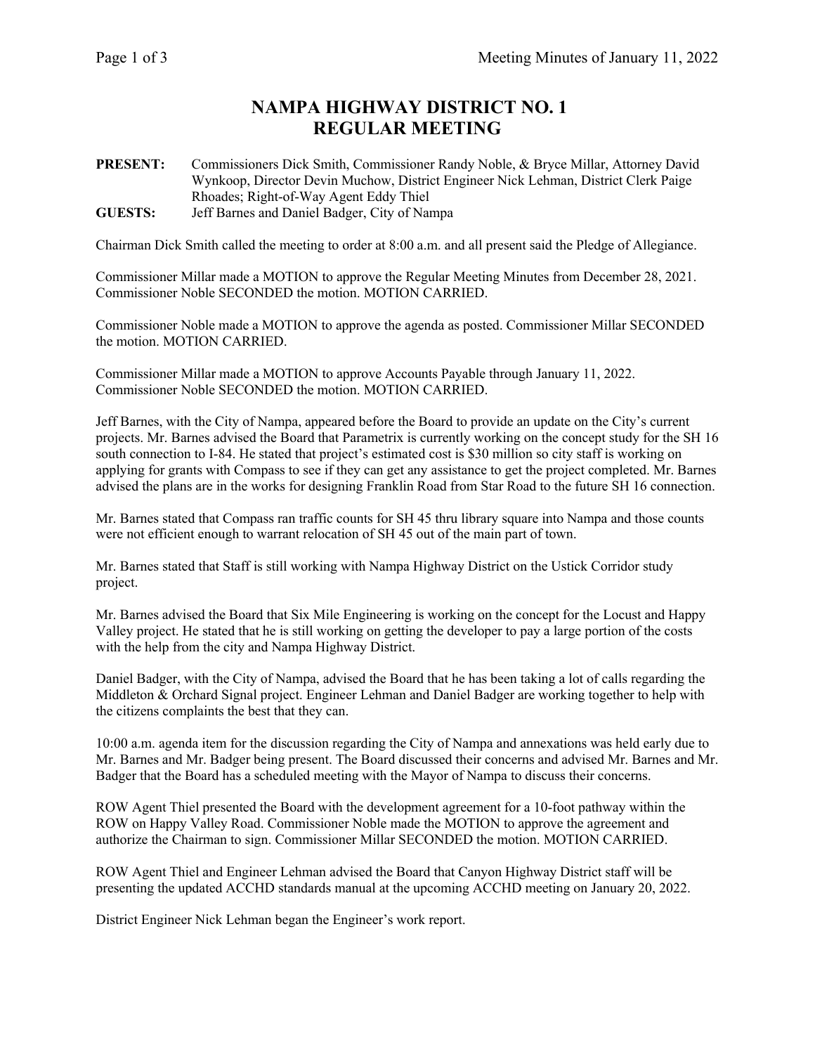# NAMPA HIGHWAY DISTRICT NO. 1
# REGULAR MEETING

**PRESENT:** Commissioners Dick Smith, Commissioner Randy Noble, & Bryce Millar, Attorney David Wynkoop, Director Devin Muchow, District Engineer Nick Lehman, District Clerk Paige Rhoades; Right-of-Way Agent Eddy Thiel

**GUESTS:** Jeff Barnes and Daniel Badger, City of Nampa

Chairman Dick Smith called the meeting to order at 8:00 a.m. and all present said the Pledge of Allegiance.

Commissioner Millar made a MOTION to approve the Regular Meeting Minutes from December 28, 2021. Commissioner Noble SECONDED the motion. MOTION CARRIED.

Commissioner Noble made a MOTION to approve the agenda as posted. Commissioner Millar SECONDED the motion. MOTION CARRIED.

Commissioner Millar made a MOTION to approve Accounts Payable through January 11, 2022. Commissioner Noble SECONDED the motion. MOTION CARRIED.

Jeff Barnes, with the City of Nampa, appeared before the Board to provide an update on the City's current projects. Mr. Barnes advised the Board that Parametrix is currently working on the concept study for the SH 16 south connection to I-84. He stated that project's estimated cost is $30 million so city staff is working on applying for grants with Compass to see if they can get any assistance to get the project completed. Mr. Barnes advised the plans are in the works for designing Franklin Road from Star Road to the future SH 16 connection.

Mr. Barnes stated that Compass ran traffic counts for SH 45 thru library square into Nampa and those counts were not efficient enough to warrant relocation of SH 45 out of the main part of town.

Mr. Barnes stated that Staff is still working with Nampa Highway District on the Ustick Corridor study project.

Mr. Barnes advised the Board that Six Mile Engineering is working on the concept for the Locust and Happy Valley project. He stated that he is still working on getting the developer to pay a large portion of the costs with the help from the city and Nampa Highway District.

Daniel Badger, with the City of Nampa, advised the Board that he has been taking a lot of calls regarding the Middleton & Orchard Signal project. Engineer Lehman and Daniel Badger are working together to help with the citizens complaints the best that they can.

10:00 a.m. agenda item for the discussion regarding the City of Nampa and annexations was held early due to Mr. Barnes and Mr. Badger being present. The Board discussed their concerns and advised Mr. Barnes and Mr. Badger that the Board has a scheduled meeting with the Mayor of Nampa to discuss their concerns.

ROW Agent Thiel presented the Board with the development agreement for a 10-foot pathway within the ROW on Happy Valley Road. Commissioner Noble made the MOTION to approve the agreement and authorize the Chairman to sign. Commissioner Millar SECONDED the motion. MOTION CARRIED.

ROW Agent Thiel and Engineer Lehman advised the Board that Canyon Highway District staff will be presenting the updated ACCHD standards manual at the upcoming ACCHD meeting on January 20, 2022.

District Engineer Nick Lehman began the Engineer's work report.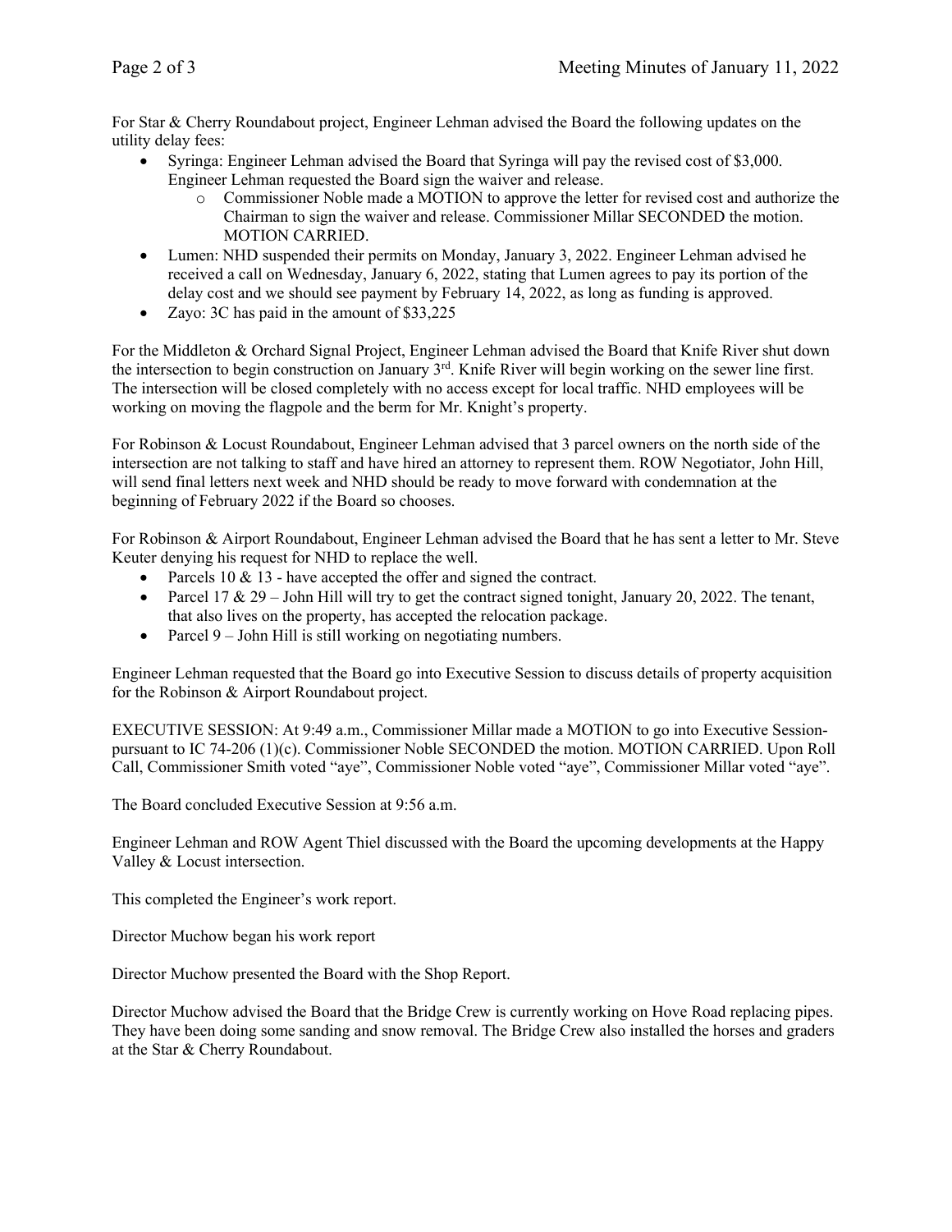For Star & Cherry Roundabout project, Engineer Lehman advised the Board the following updates on the utility delay fees:

- Syringa: Engineer Lehman advised the Board that Syringa will pay the revised cost of $3,000. Engineer Lehman requested the Board sign the waiver and release.
    - Commissioner Noble made a MOTION to approve the letter for revised cost and authorize the Chairman to sign the waiver and release. Commissioner Millar SECONDED the motion. MOTION CARRIED.
- Lumen: NHD suspended their permits on Monday, January 3, 2022. Engineer Lehman advised he received a call on Wednesday, January 6, 2022, stating that Lumen agrees to pay its portion of the delay cost and we should see payment by February 14, 2022, as long as funding is approved.
- Zayo: 3C has paid in the amount of $33,225

For the Middleton & Orchard Signal Project, Engineer Lehman advised the Board that Knife River shut down the intersection to begin construction on January 3rd. Knife River will begin working on the sewer line first. The intersection will be closed completely with no access except for local traffic. NHD employees will be working on moving the flagpole and the berm for Mr. Knight's property.

For Robinson & Locust Roundabout, Engineer Lehman advised that 3 parcel owners on the north side of the intersection are not talking to staff and have hired an attorney to represent them. ROW Negotiator, John Hill, will send final letters next week and NHD should be ready to move forward with condemnation at the beginning of February 2022 if the Board so chooses.

For Robinson & Airport Roundabout, Engineer Lehman advised the Board that he has sent a letter to Mr. Steve Keuter denying his request for NHD to replace the well.

- Parcels 10 & 13 - have accepted the offer and signed the contract.
- Parcel 17 & 29 – John Hill will try to get the contract signed tonight, January 20, 2022. The tenant, that also lives on the property, has accepted the relocation package.
- Parcel 9 – John Hill is still working on negotiating numbers.

Engineer Lehman requested that the Board go into Executive Session to discuss details of property acquisition for the Robinson & Airport Roundabout project.

EXECUTIVE SESSION: At 9:49 a.m., Commissioner Millar made a MOTION to go into Executive Session-pursuant to IC 74-206 (1)(c). Commissioner Noble SECONDED the motion. MOTION CARRIED. Upon Roll Call, Commissioner Smith voted "aye", Commissioner Noble voted "aye", Commissioner Millar voted "aye".

The Board concluded Executive Session at 9:56 a.m.

Engineer Lehman and ROW Agent Thiel discussed with the Board the upcoming developments at the Happy Valley & Locust intersection.

This completed the Engineer's work report.

Director Muchow began his work report

Director Muchow presented the Board with the Shop Report.

Director Muchow advised the Board that the Bridge Crew is currently working on Hove Road replacing pipes. They have been doing some sanding and snow removal. The Bridge Crew also installed the horses and graders at the Star & Cherry Roundabout.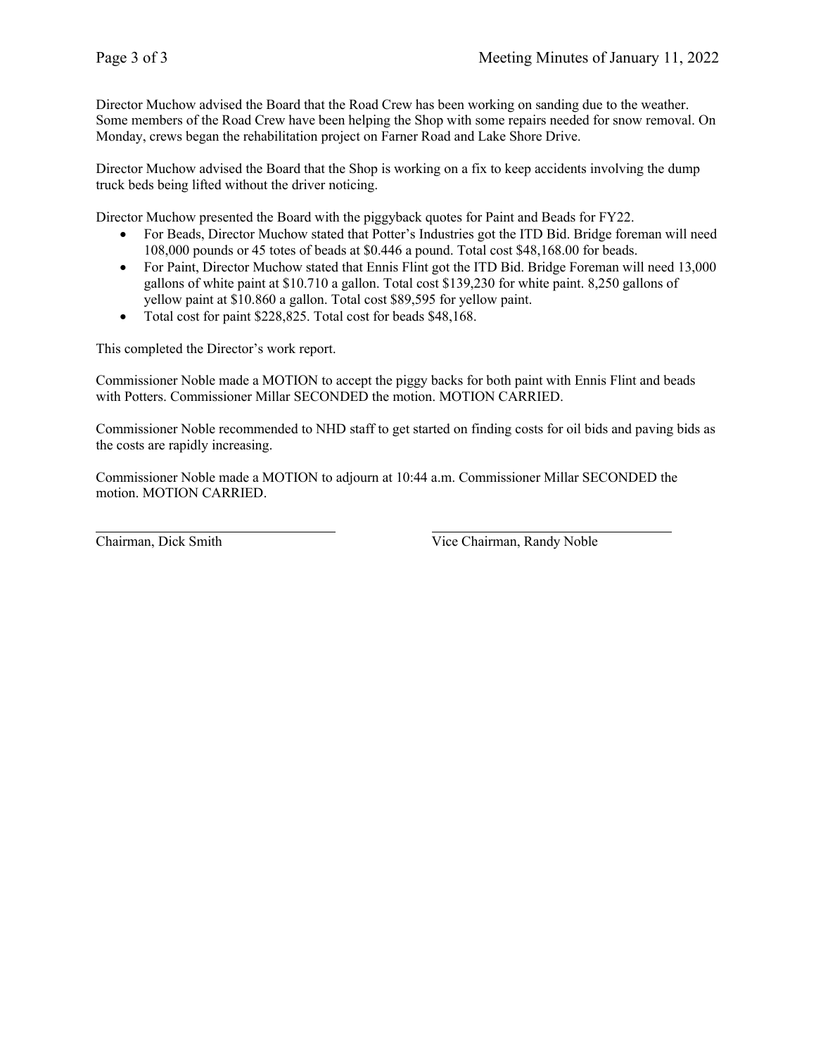Director Muchow advised the Board that the Road Crew has been working on sanding due to the weather. Some members of the Road Crew have been helping the Shop with some repairs needed for snow removal. On Monday, crews began the rehabilitation project on Farner Road and Lake Shore Drive.

Director Muchow advised the Board that the Shop is working on a fix to keep accidents involving the dump truck beds being lifted without the driver noticing.

Director Muchow presented the Board with the piggyback quotes for Paint and Beads for FY22.

- For Beads, Director Muchow stated that Potter's Industries got the ITD Bid. Bridge foreman will need 108,000 pounds or 45 totes of beads at $0.446 a pound. Total cost $48,168.00 for beads.
- For Paint, Director Muchow stated that Ennis Flint got the ITD Bid. Bridge Foreman will need 13,000 gallons of white paint at $10.710 a gallon. Total cost $139,230 for white paint. 8,250 gallons of yellow paint at $10.860 a gallon. Total cost $89,595 for yellow paint.
- Total cost for paint $228,825. Total cost for beads $48,168.

This completed the Director's work report.

Commissioner Noble made a MOTION to accept the piggy backs for both paint with Ennis Flint and beads with Potters. Commissioner Millar SECONDED the motion. MOTION CARRIED.

Commissioner Noble recommended to NHD staff to get started on finding costs for oil bids and paving bids as the costs are rapidly increasing.

Commissioner Noble made a MOTION to adjourn at 10:44 a.m. Commissioner Millar SECONDED the motion. MOTION CARRIED.

Chairman, Dick Smith

Vice Chairman, Randy Noble